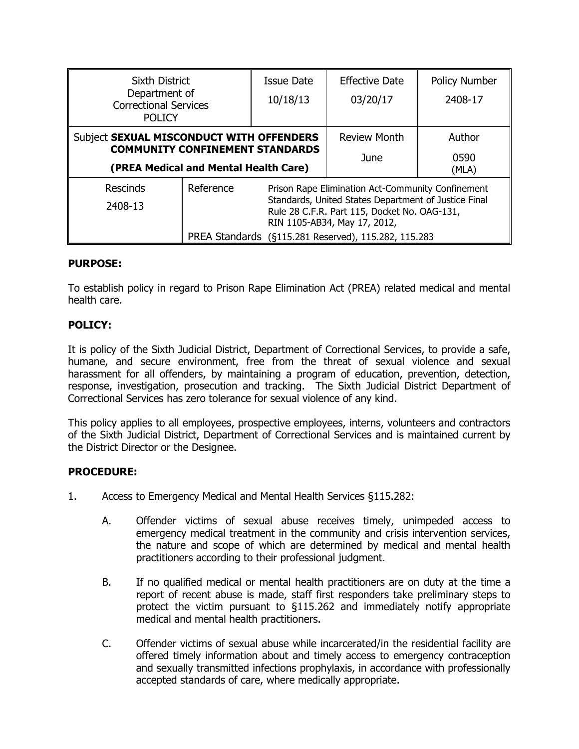| Sixth District Department of Correctional Services POLICY | | Issue Date 10/18/13 | Effective Date 03/20/17 | Policy Number 2408-17 |
|---|---|---|---|---|
| Subject **SEXUAL MISCONDUCT WITH OFFENDERS COMMUNITY CONFINEMENT STANDARDS (PREA Medical and Mental Health Care)** | | | Review Month June | Author 0590 (MLA) |
| Rescinds 2408-13 | Reference | Prison Rape Elimination Act-Community Confinement Standards, United States Department of Justice Final Rule 28 C.F.R. Part 115, Docket No. OAG-131, RIN 1105-AB34, May 17, 2012, | | |
| | PREA Standards | (§115.281 Reserved), 115.282, 115.283 | | |

**PURPOSE:**

To establish policy in regard to Prison Rape Elimination Act (PREA) related medical and mental health care.

**POLICY:**

It is policy of the Sixth Judicial District, Department of Correctional Services, to provide a safe, humane, and secure environment, free from the threat of sexual violence and sexual harassment for all offenders, by maintaining a program of education, prevention, detection, response, investigation, prosecution and tracking. The Sixth Judicial District Department of Correctional Services has zero tolerance for sexual violence of any kind.

This policy applies to all employees, prospective employees, interns, volunteers and contractors of the Sixth Judicial District, Department of Correctional Services and is maintained current by the District Director or the Designee.

**PROCEDURE:**

1. Access to Emergency Medical and Mental Health Services §115.282:

   A. Offender victims of sexual abuse receives timely, unimpeded access to emergency medical treatment in the community and crisis intervention services, the nature and scope of which are determined by medical and mental health practitioners according to their professional judgment.

   B. If no qualified medical or mental health practitioners are on duty at the time a report of recent abuse is made, staff first responders take preliminary steps to protect the victim pursuant to §115.262 and immediately notify appropriate medical and mental health practitioners.

   C. Offender victims of sexual abuse while incarcerated/in the residential facility are offered timely information about and timely access to emergency contraception and sexually transmitted infections prophylaxis, in accordance with professionally accepted standards of care, where medically appropriate.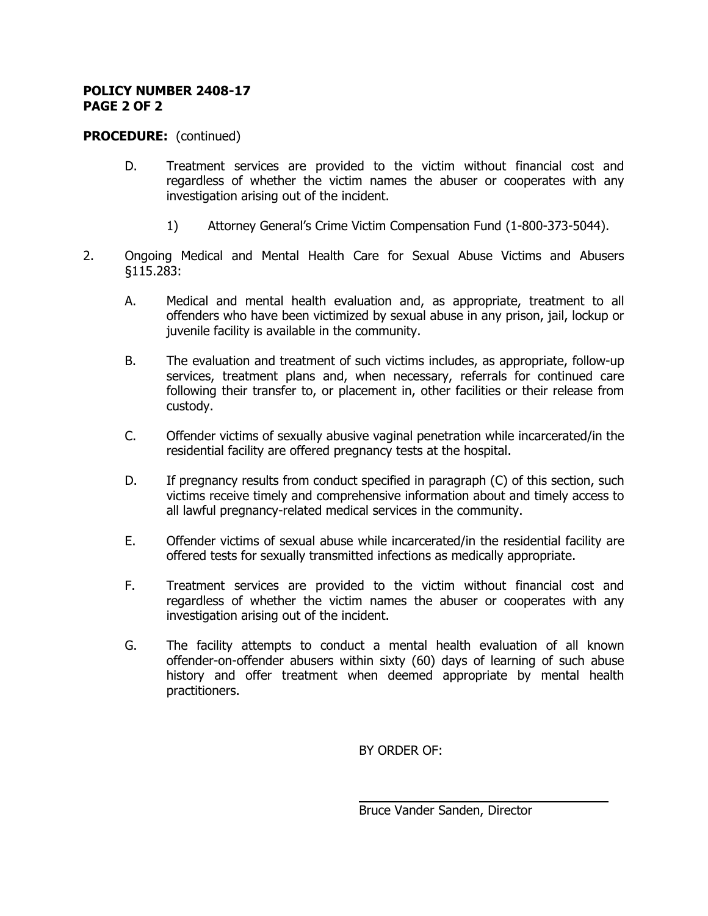**POLICY NUMBER 2408-17**

**PROCEDURE:** (continued)

D. Treatment services are provided to the victim without financial cost and regardless of whether the victim names the abuser or cooperates with any investigation arising out of the incident.

   1) Attorney General's Crime Victim Compensation Fund (1-800-373-5044).

2. Ongoing Medical and Mental Health Care for Sexual Abuse Victims and Abusers §115.283:

   A. Medical and mental health evaluation and, as appropriate, treatment to all offenders who have been victimized by sexual abuse in any prison, jail, lockup or juvenile facility is available in the community.

   B. The evaluation and treatment of such victims includes, as appropriate, follow-up services, treatment plans and, when necessary, referrals for continued care following their transfer to, or placement in, other facilities or their release from custody.

   C. Offender victims of sexually abusive vaginal penetration while incarcerated/in the residential facility are offered pregnancy tests at the hospital.

   D. If pregnancy results from conduct specified in paragraph (C) of this section, such victims receive timely and comprehensive information about and timely access to all lawful pregnancy-related medical services in the community.

   E. Offender victims of sexual abuse while incarcerated/in the residential facility are offered tests for sexually transmitted infections as medically appropriate.

   F. Treatment services are provided to the victim without financial cost and regardless of whether the victim names the abuser or cooperates with any investigation arising out of the incident.

   G. The facility attempts to conduct a mental health evaluation of all known offender-on-offender abusers within sixty (60) days of learning of such abuse history and offer treatment when deemed appropriate by mental health practitioners.

BY ORDER OF:

Bruce Vander Sanden, Director